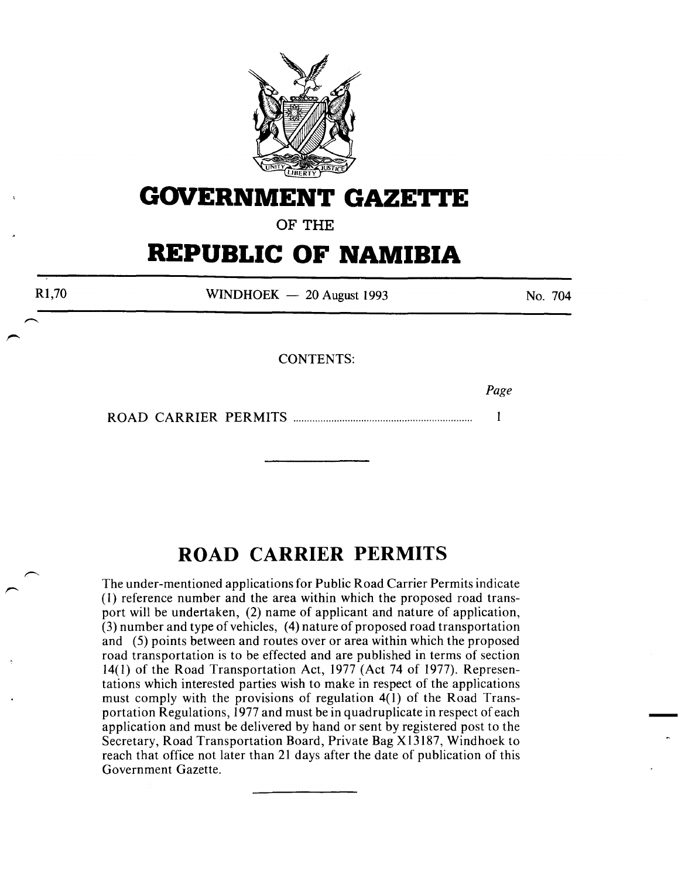# GOVERNMENT GAZETTE

OF THE

# REPUBLIC OF NAMIBIA

R1,70 WINDHOEK — 20 August 1993 No. 704

CONTENTS:

| | Page |
|---|---|
| ROAD CARRIER PERMITS | 1 |

## ROAD CARRIER PERMITS

The under-mentioned applications for Public Road Carrier Permits indicate (1) reference number and the area within which the proposed road transport will be undertaken, (2) name of applicant and nature of application, (3) number and type of vehicles, (4) nature of proposed road transportation and (5) points between and routes over or area within which the proposed road transportation is to be effected and are published in terms of section 14(1) of the Road Transportation Act, 1977 (Act 74 of 1977). Representations which interested parties wish to make in respect of the applications must comply with the provisions of regulation 4(1) of the Road Transportation Regulations, 1977 and must be in quadruplicate in respect of each application and must be delivered by hand or sent by registered post to the Secretary, Road Transportation Board, Private Bag X13187, Windhoek to reach that office not later than 21 days after the date of publication of this Government Gazette.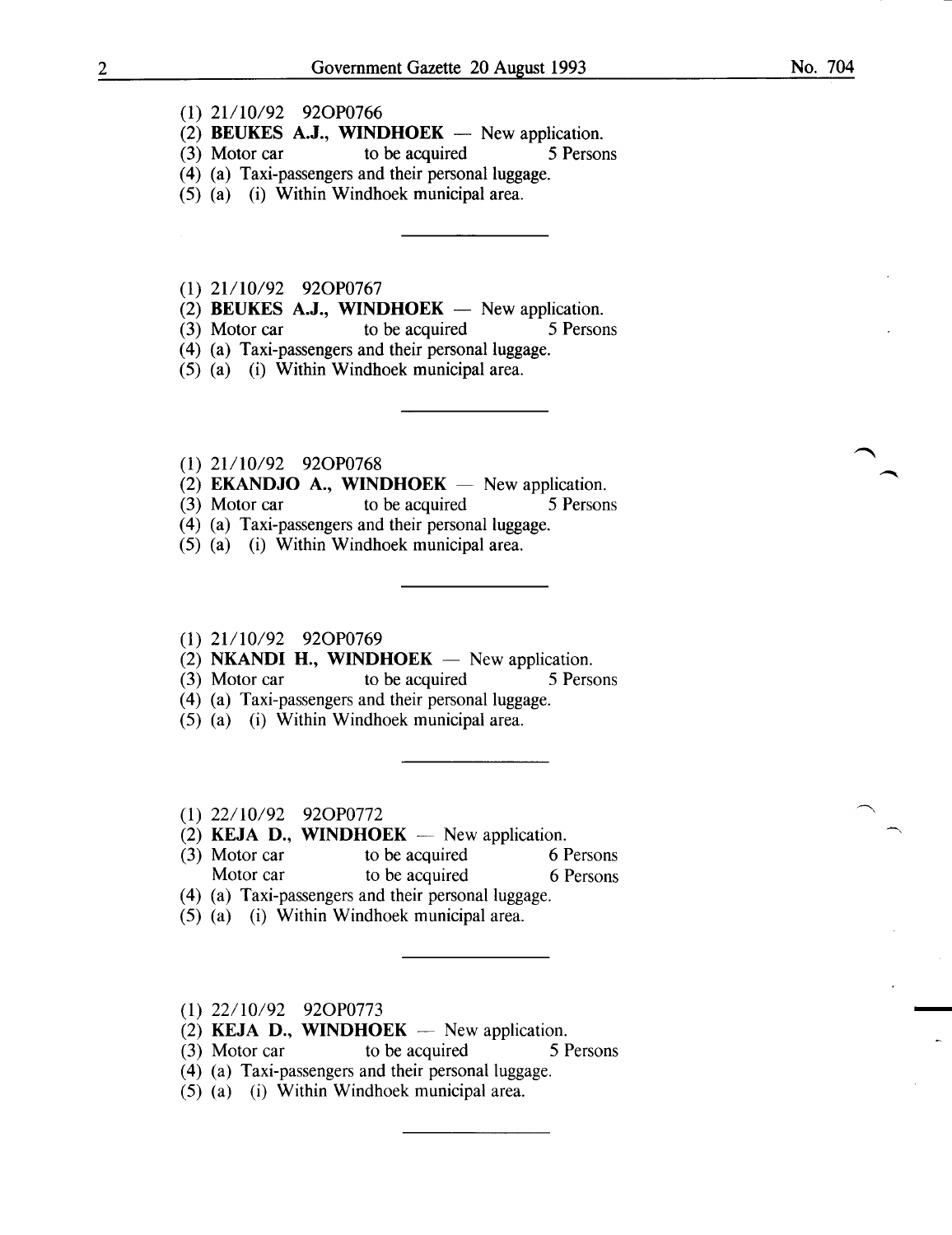(1) 21/10/92 92OP0766
(2) **BEUKES A.J., WINDHOEK** — New application.
(3) Motor car to be acquired 5 Persons
(4) (a) Taxi-passengers and their personal luggage.
(5) (a) (i) Within Windhoek municipal area.

---

(1) 21/10/92 92OP0767
(2) **BEUKES A.J., WINDHOEK** — New application.
(3) Motor car to be acquired 5 Persons
(4) (a) Taxi-passengers and their personal luggage.
(5) (a) (i) Within Windhoek municipal area.

---

(1) 21/10/92 92OP0768
(2) **EKANDJO A., WINDHOEK** — New application.
(3) Motor car to be acquired 5 Persons
(4) (a) Taxi-passengers and their personal luggage.
(5) (a) (i) Within Windhoek municipal area.

---

(1) 21/10/92 92OP0769
(2) **NKANDI H., WINDHOEK** — New application.
(3) Motor car to be acquired 5 Persons
(4) (a) Taxi-passengers and their personal luggage.
(5) (a) (i) Within Windhoek municipal area.

---

(1) 22/10/92 92OP0772
(2) **KEJA D., WINDHOEK** — New application.
(3) Motor car to be acquired 6 Persons
Motor car to be acquired 6 Persons
(4) (a) Taxi-passengers and their personal luggage.
(5) (a) (i) Within Windhoek municipal area.

---

(1) 22/10/92 92OP0773
(2) **KEJA D., WINDHOEK** — New application.
(3) Motor car to be acquired 5 Persons
(4) (a) Taxi-passengers and their personal luggage.
(5) (a) (i) Within Windhoek municipal area.

---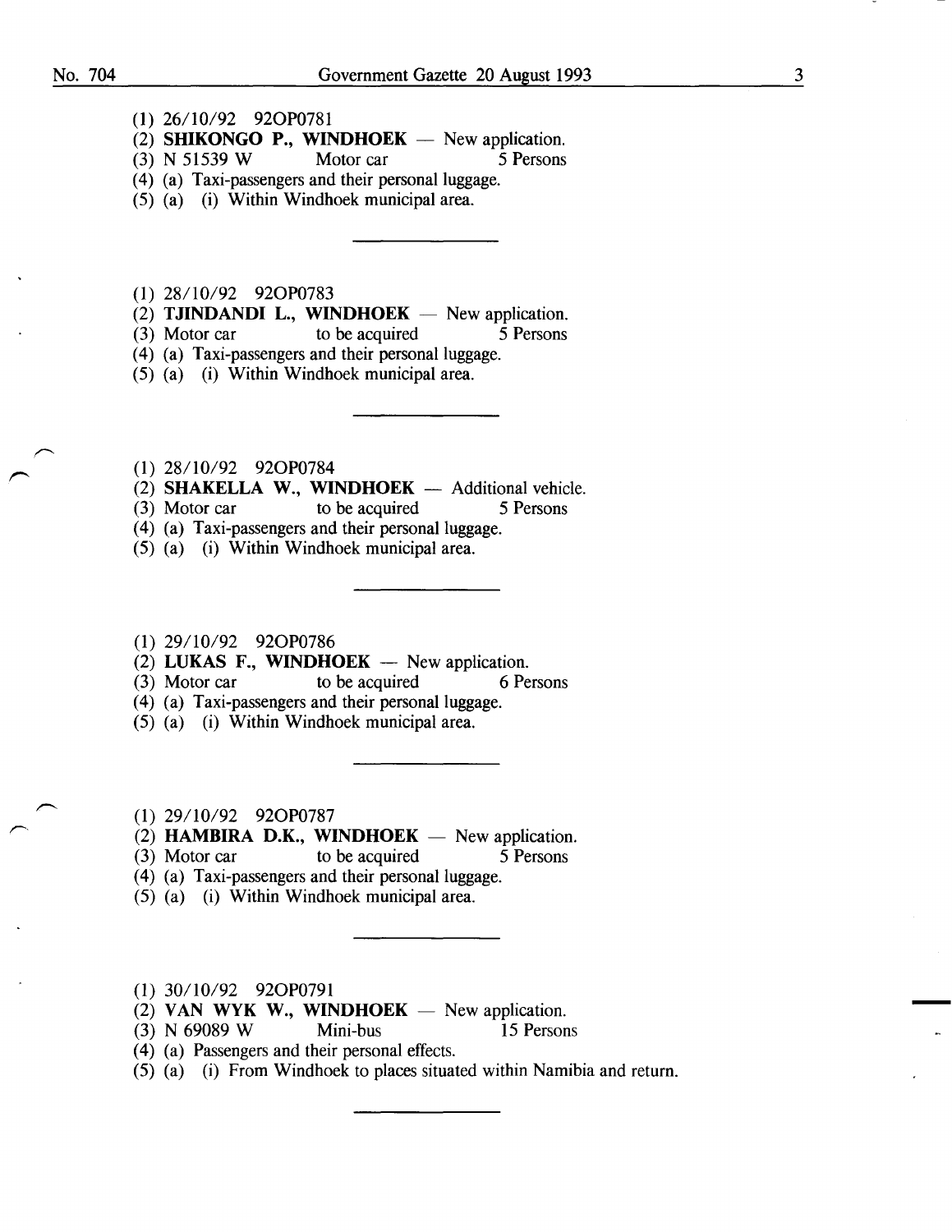(1) 26/10/92 92OP0781
(2) **SHIKONGO P., WINDHOEK** — New application.
(3) N 51539 W Motor car 5 Persons
(4) (a) Taxi-passengers and their personal luggage.
(5) (a) (i) Within Windhoek municipal area.

---

(1) 28/10/92 92OP0783
(2) **TJINDANDI L., WINDHOEK** — New application.
(3) Motor car to be acquired 5 Persons
(4) (a) Taxi-passengers and their personal luggage.
(5) (a) (i) Within Windhoek municipal area.

---

(1) 28/10/92 92OP0784
(2) **SHAKELLA W., WINDHOEK** — Additional vehicle.
(3) Motor car to be acquired 5 Persons
(4) (a) Taxi-passengers and their personal luggage.
(5) (a) (i) Within Windhoek municipal area.

---

(1) 29/10/92 92OP0786
(2) **LUKAS F., WINDHOEK** — New application.
(3) Motor car to be acquired 6 Persons
(4) (a) Taxi-passengers and their personal luggage.
(5) (a) (i) Within Windhoek municipal area.

---

(1) 29/10/92 92OP0787
(2) **HAMBIRA D.K., WINDHOEK** — New application.
(3) Motor car to be acquired 5 Persons
(4) (a) Taxi-passengers and their personal luggage.
(5) (a) (i) Within Windhoek municipal area.

---

(1) 30/10/92 92OP0791
(2) **VAN WYK W., WINDHOEK** — New application.
(3) N 69089 W Mini-bus 15 Persons
(4) (a) Passengers and their personal effects.
(5) (a) (i) From Windhoek to places situated within Namibia and return.

---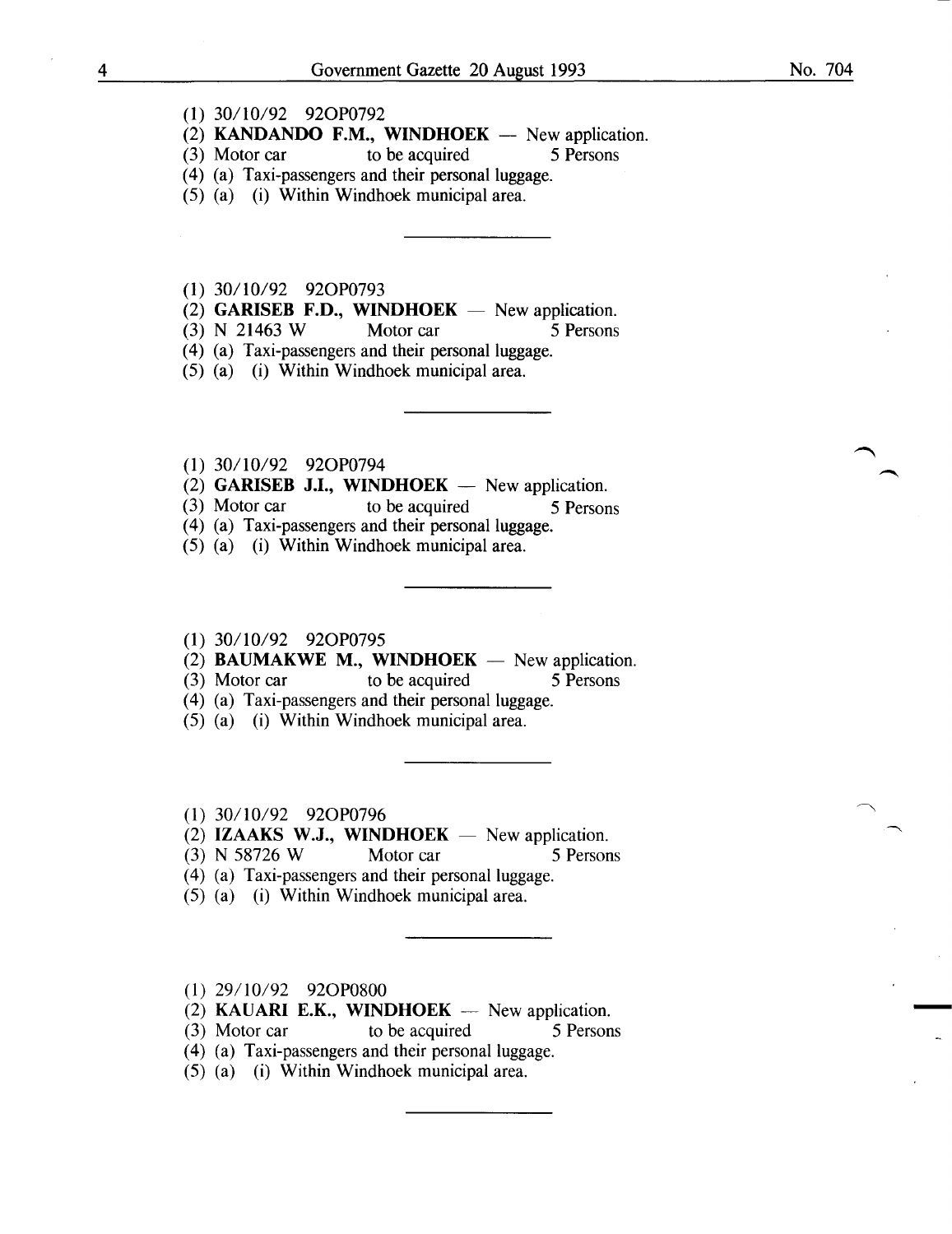(1) 30/10/92 92OP0792
(2) **KANDANDO F.M., WINDHOEK** — New application.
(3) Motor car to be acquired 5 Persons
(4) (a) Taxi-passengers and their personal luggage.
(5) (a) (i) Within Windhoek municipal area.

---

(1) 30/10/92 92OP0793
(2) **GARISEB F.D., WINDHOEK** — New application.
(3) N 21463 W Motor car 5 Persons
(4) (a) Taxi-passengers and their personal luggage.
(5) (a) (i) Within Windhoek municipal area.

---

(1) 30/10/92 92OP0794
(2) **GARISEB J.I., WINDHOEK** — New application.
(3) Motor car to be acquired 5 Persons
(4) (a) Taxi-passengers and their personal luggage.
(5) (a) (i) Within Windhoek municipal area.

---

(1) 30/10/92 92OP0795
(2) **BAUMAKWE M., WINDHOEK** — New application.
(3) Motor car to be acquired 5 Persons
(4) (a) Taxi-passengers and their personal luggage.
(5) (a) (i) Within Windhoek municipal area.

---

(1) 30/10/92 92OP0796
(2) **IZAAKS W.J., WINDHOEK** — New application.
(3) N 58726 W Motor car 5 Persons
(4) (a) Taxi-passengers and their personal luggage.
(5) (a) (i) Within Windhoek municipal area.

---

(1) 29/10/92 92OP0800
(2) **KAUARI E.K., WINDHOEK** — New application.
(3) Motor car to be acquired 5 Persons
(4) (a) Taxi-passengers and their personal luggage.
(5) (a) (i) Within Windhoek municipal area.

---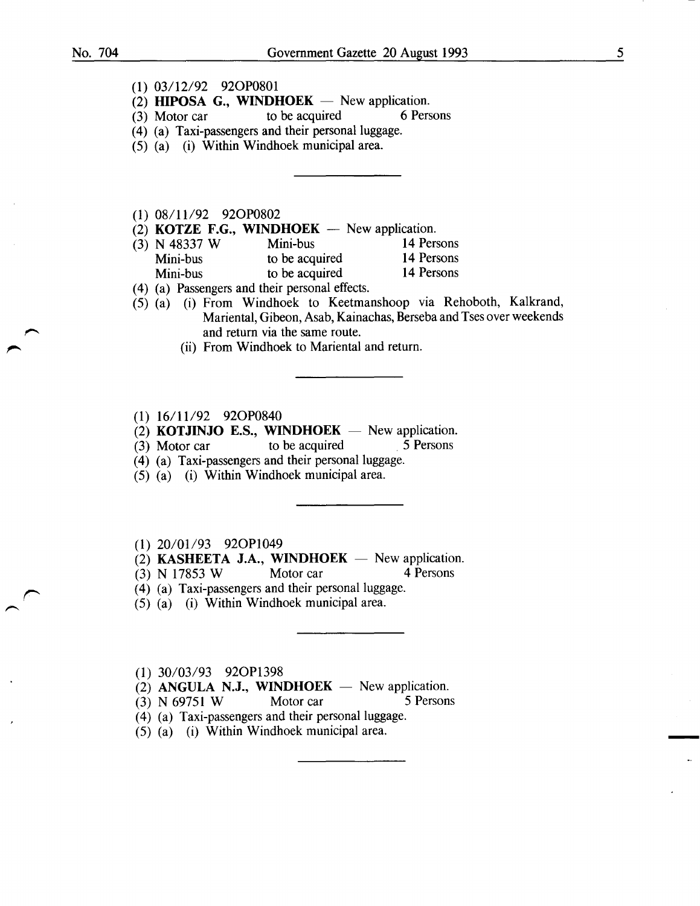(1) 03/12/92 92OP0801

(2) **HIPOSA G., WINDHOEK** — New application.

(3) Motor car to be acquired 6 Persons

(4) (a) Taxi-passengers and their personal luggage.

(5) (a) (i) Within Windhoek municipal area.

---

(1) 08/11/92 92OP0802

(2) **KOTZE F.G., WINDHOEK** — New application.

(3) N 48337 W Mini-bus 14 Persons
Mini-bus to be acquired 14 Persons
Mini-bus to be acquired 14 Persons

(4) (a) Passengers and their personal effects.

(5) (a) (i) From Windhoek to Keetmanshoop via Rehoboth, Kalkrand, Mariental, Gibeon, Asab, Kainachas, Berseba and Tses over weekends and return via the same route.
(ii) From Windhoek to Mariental and return.

---

(1) 16/11/92 92OP0840

(2) **KOTJINJO E.S., WINDHOEK** — New application.

(3) Motor car to be acquired 5 Persons

(4) (a) Taxi-passengers and their personal luggage.

(5) (a) (i) Within Windhoek municipal area.

---

(1) 20/01/93 92OP1049

(2) **KASHEETA J.A., WINDHOEK** — New application.

(3) N 17853 W Motor car 4 Persons

(4) (a) Taxi-passengers and their personal luggage.

(5) (a) (i) Within Windhoek municipal area.

---

(1) 30/03/93 92OP1398

(2) **ANGULA N.J., WINDHOEK** — New application.

(3) N 69751 W Motor car 5 Persons

(4) (a) Taxi-passengers and their personal luggage.

(5) (a) (i) Within Windhoek municipal area.

---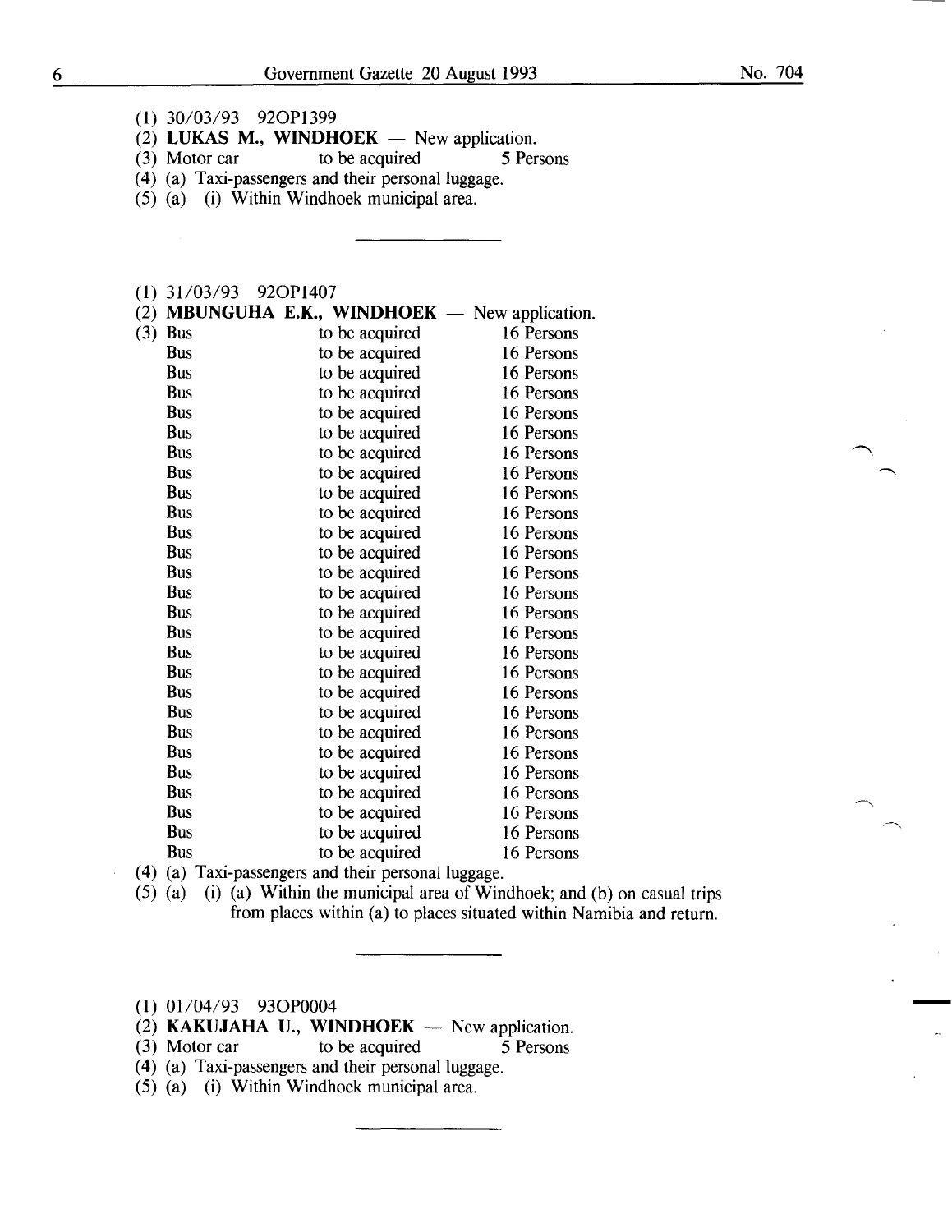(1) 30/03/93 92OP1399
(2) **LUKAS M., WINDHOEK** — New application.
(3) Motor car to be acquired 5 Persons
(4) (a) Taxi-passengers and their personal luggage.
(5) (a) (i) Within Windhoek municipal area.

---

(1) 31/03/93 92OP1407
(2) **MBUNGUHA E.K., WINDHOEK** — New application.
(3)

| | | |
|---|---|---|
| Bus | to be acquired | 16 Persons |
| Bus | to be acquired | 16 Persons |
| Bus | to be acquired | 16 Persons |
| Bus | to be acquired | 16 Persons |
| Bus | to be acquired | 16 Persons |
| Bus | to be acquired | 16 Persons |
| Bus | to be acquired | 16 Persons |
| Bus | to be acquired | 16 Persons |
| Bus | to be acquired | 16 Persons |
| Bus | to be acquired | 16 Persons |
| Bus | to be acquired | 16 Persons |
| Bus | to be acquired | 16 Persons |
| Bus | to be acquired | 16 Persons |
| Bus | to be acquired | 16 Persons |
| Bus | to be acquired | 16 Persons |
| Bus | to be acquired | 16 Persons |
| Bus | to be acquired | 16 Persons |
| Bus | to be acquired | 16 Persons |
| Bus | to be acquired | 16 Persons |
| Bus | to be acquired | 16 Persons |
| Bus | to be acquired | 16 Persons |
| Bus | to be acquired | 16 Persons |
| Bus | to be acquired | 16 Persons |
| Bus | to be acquired | 16 Persons |
| Bus | to be acquired | 16 Persons |
| Bus | to be acquired | 16 Persons |
| Bus | to be acquired | 16 Persons |

(4) (a) Taxi-passengers and their personal luggage.
(5) (a) (i) (a) Within the municipal area of Windhoek; and (b) on casual trips from places within (a) to places situated within Namibia and return.

---

(1) 01/04/93 93OP0004
(2) **KAKUJAHA U., WINDHOEK** — New application.
(3) Motor car to be acquired 5 Persons
(4) (a) Taxi-passengers and their personal luggage.
(5) (a) (i) Within Windhoek municipal area.

---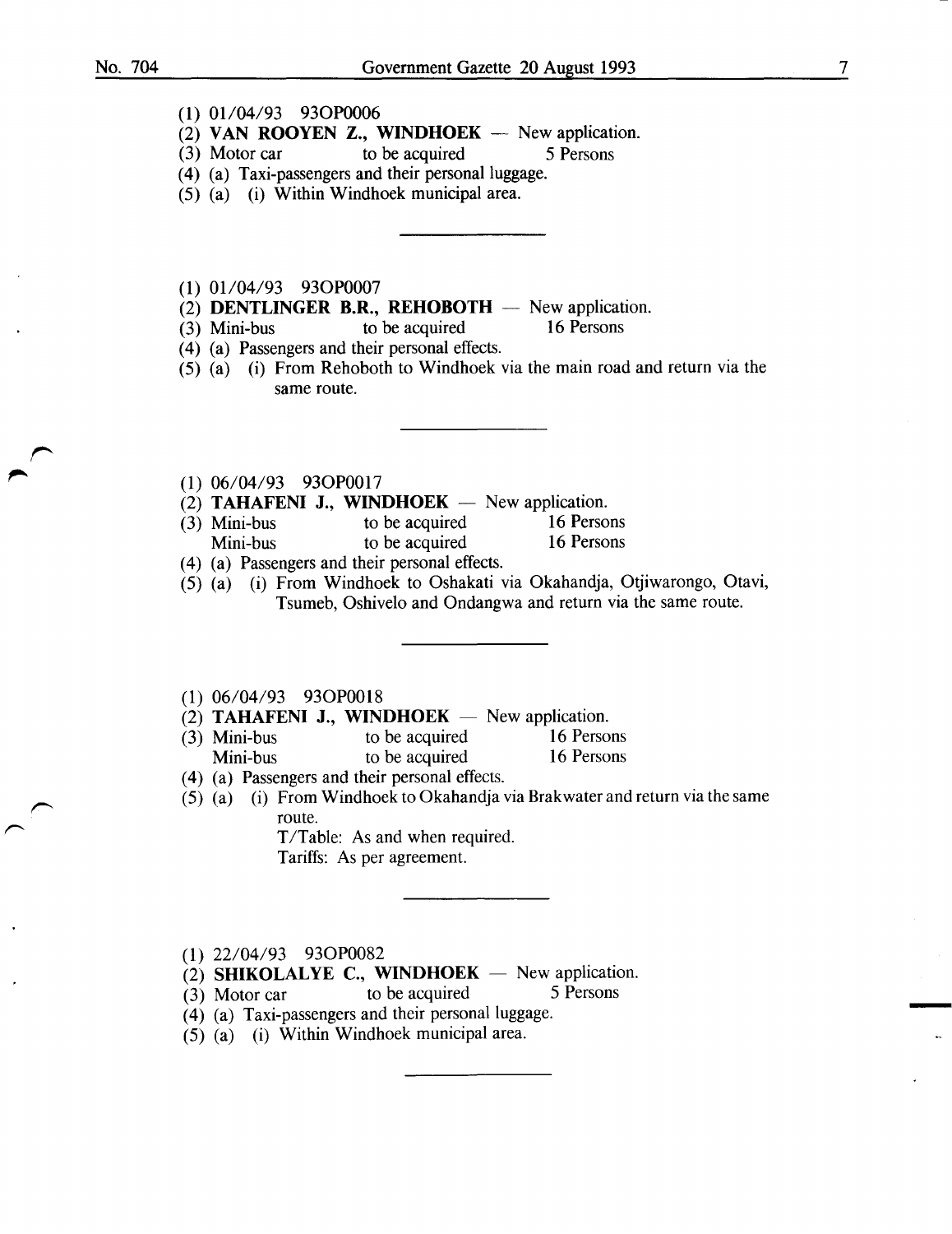(1) 01/04/93 93OP0006

(2) **VAN ROOYEN Z., WINDHOEK** — New application.

(3) Motor car to be acquired 5 Persons

(4) (a) Taxi-passengers and their personal luggage.

(5) (a) (i) Within Windhoek municipal area.

---

(1) 01/04/93 93OP0007

(2) **DENTLINGER B.R., REHOBOTH** — New application.

(3) Mini-bus to be acquired 16 Persons

(4) (a) Passengers and their personal effects.

(5) (a) (i) From Rehoboth to Windhoek via the main road and return via the same route.

---

(1) 06/04/93 93OP0017

(2) **TAHAFENI J., WINDHOEK** — New application.

(3) Mini-bus to be acquired 16 Persons
Mini-bus to be acquired 16 Persons

(4) (a) Passengers and their personal effects.

(5) (a) (i) From Windhoek to Oshakati via Okahandja, Otjiwarongo, Otavi, Tsumeb, Oshivelo and Ondangwa and return via the same route.

---

(1) 06/04/93 93OP0018

(2) **TAHAFENI J., WINDHOEK** — New application.

(3) Mini-bus to be acquired 16 Persons
Mini-bus to be acquired 16 Persons

(4) (a) Passengers and their personal effects.

(5) (a) (i) From Windhoek to Okahandja via Brakwater and return via the same route.
T/Table: As and when required.
Tariffs: As per agreement.

---

(1) 22/04/93 93OP0082

(2) **SHIKOLALYE C., WINDHOEK** — New application.

(3) Motor car to be acquired 5 Persons

(4) (a) Taxi-passengers and their personal luggage.

(5) (a) (i) Within Windhoek municipal area.

---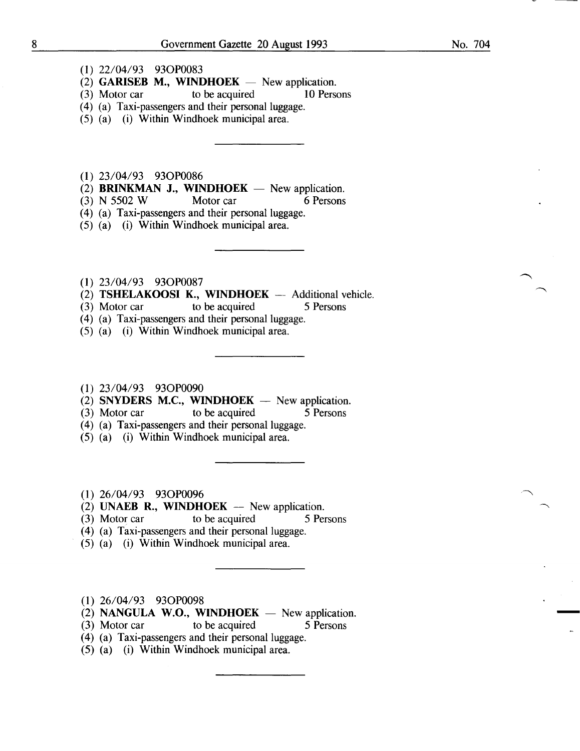(1) 22/04/93 93OP0083
(2) **GARISEB M., WINDHOEK** — New application.
(3) Motor car to be acquired 10 Persons
(4) (a) Taxi-passengers and their personal luggage.
(5) (a) (i) Within Windhoek municipal area.

---

(1) 23/04/93 93OP0086
(2) **BRINKMAN J., WINDHOEK** — New application.
(3) N 5502 W Motor car 6 Persons
(4) (a) Taxi-passengers and their personal luggage.
(5) (a) (i) Within Windhoek municipal area.

---

(1) 23/04/93 93OP0087
(2) **TSHELAKOOSI K., WINDHOEK** — Additional vehicle.
(3) Motor car to be acquired 5 Persons
(4) (a) Taxi-passengers and their personal luggage.
(5) (a) (i) Within Windhoek municipal area.

---

(1) 23/04/93 93OP0090
(2) **SNYDERS M.C., WINDHOEK** — New application.
(3) Motor car to be acquired 5 Persons
(4) (a) Taxi-passengers and their personal luggage.
(5) (a) (i) Within Windhoek municipal area.

---

(1) 26/04/93 93OP0096
(2) **UNAEB R., WINDHOEK** — New application.
(3) Motor car to be acquired 5 Persons
(4) (a) Taxi-passengers and their personal luggage.
(5) (a) (i) Within Windhoek municipal area.

---

(1) 26/04/93 93OP0098
(2) **NANGULA W.O., WINDHOEK** — New application.
(3) Motor car to be acquired 5 Persons
(4) (a) Taxi-passengers and their personal luggage.
(5) (a) (i) Within Windhoek municipal area.

---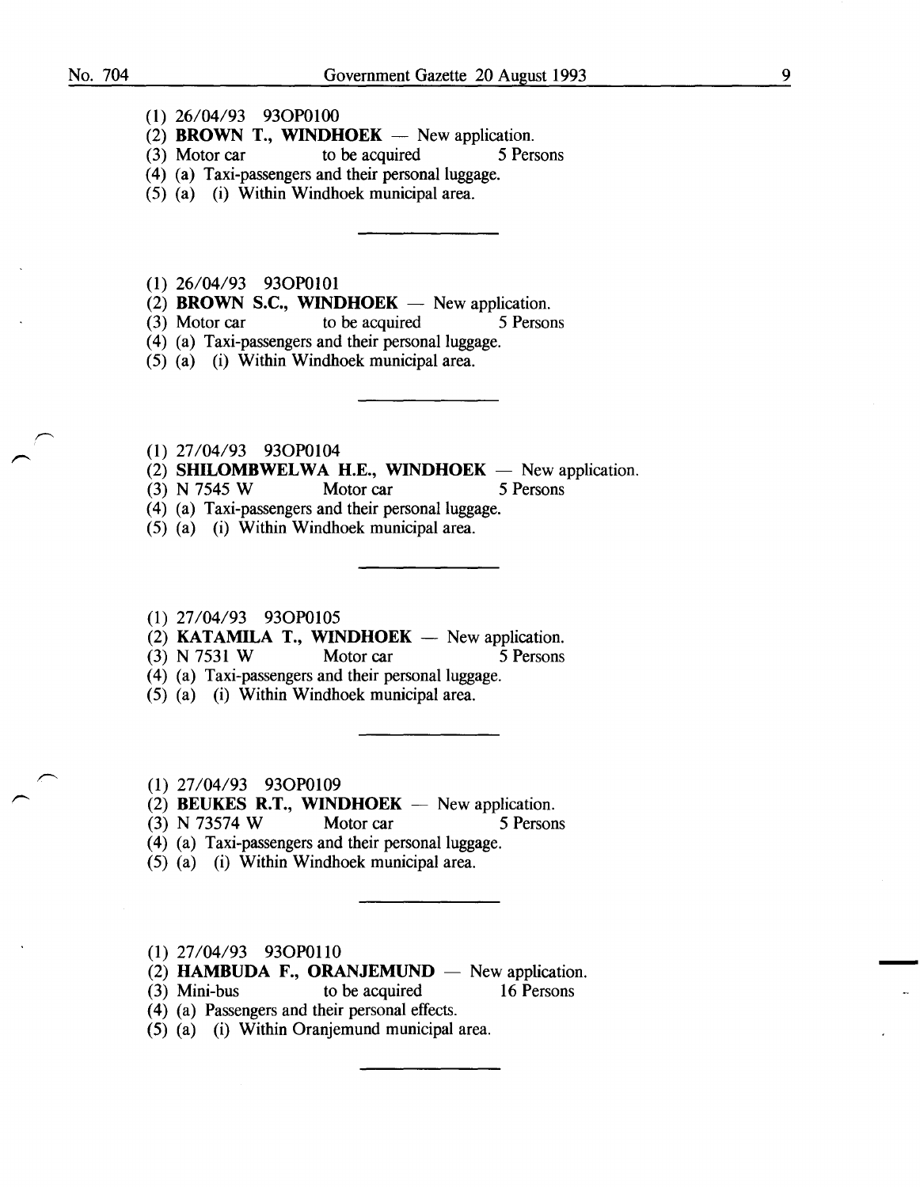(1) 26/04/93 93OP0100

(2) **BROWN T., WINDHOEK** — New application.

(3) Motor car    to be acquired    5 Persons

(4) (a) Taxi-passengers and their personal luggage.

(5) (a) (i) Within Windhoek municipal area.

---

(1) 26/04/93 93OP0101

(2) **BROWN S.C., WINDHOEK** — New application.

(3) Motor car    to be acquired    5 Persons

(4) (a) Taxi-passengers and their personal luggage.

(5) (a) (i) Within Windhoek municipal area.

---

(1) 27/04/93 93OP0104

(2) **SHILOMBWELWA H.E., WINDHOEK** — New application.

(3) N 7545 W    Motor car    5 Persons

(4) (a) Taxi-passengers and their personal luggage.

(5) (a) (i) Within Windhoek municipal area.

---

(1) 27/04/93 93OP0105

(2) **KATAMILA T., WINDHOEK** — New application.

(3) N 7531 W    Motor car    5 Persons

(4) (a) Taxi-passengers and their personal luggage.

(5) (a) (i) Within Windhoek municipal area.

---

(1) 27/04/93 93OP0109

(2) **BEUKES R.T., WINDHOEK** — New application.

(3) N 73574 W    Motor car    5 Persons

(4) (a) Taxi-passengers and their personal luggage.

(5) (a) (i) Within Windhoek municipal area.

---

(1) 27/04/93 93OP0110

(2) **HAMBUDA F., ORANJEMUND** — New application.

(3) Mini-bus    to be acquired    16 Persons

(4) (a) Passengers and their personal effects.

(5) (a) (i) Within Oranjemund municipal area.

---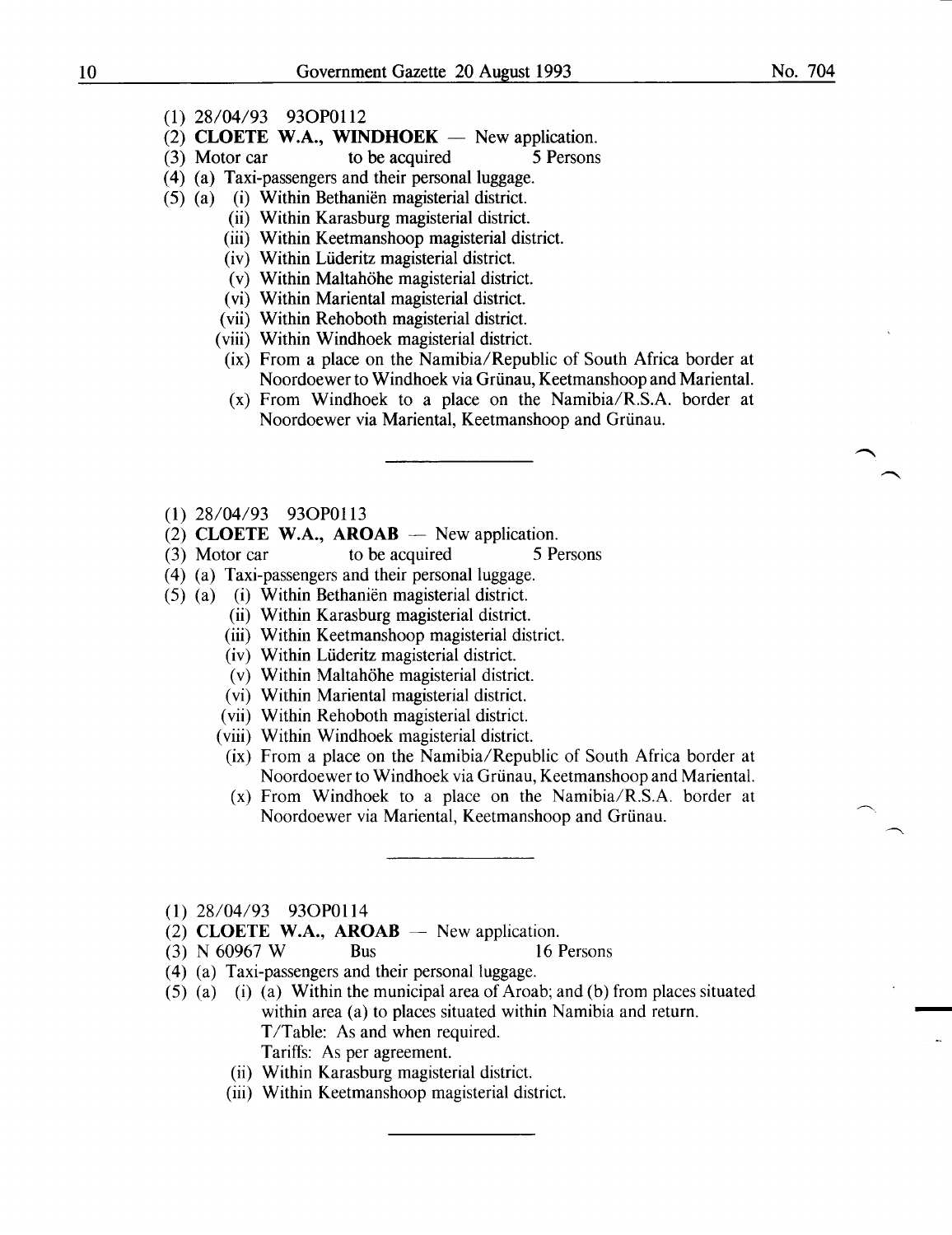(1) 28/04/93 93OP0112

(2) **CLOETE W.A., WINDHOEK** — New application.

(3) Motor car     to be acquired     5 Persons

(4) (a) Taxi-passengers and their personal luggage.

(5) (a) (i) Within Bethaniën magisterial district.

(ii) Within Karasburg magisterial district.

(iii) Within Keetmanshoop magisterial district.

(iv) Within Lüderitz magisterial district.

(v) Within Maltahöhe magisterial district.

(vi) Within Mariental magisterial district.

(vii) Within Rehoboth magisterial district.

(viii) Within Windhoek magisterial district.

(ix) From a place on the Namibia/Republic of South Africa border at Noordoewer to Windhoek via Grünau, Keetmanshoop and Mariental.

(x) From Windhoek to a place on the Namibia/R.S.A. border at Noordoewer via Mariental, Keetmanshoop and Grünau.

---

(1) 28/04/93 93OP0113

(2) **CLOETE W.A., AROAB** — New application.

(3) Motor car     to be acquired     5 Persons

(4) (a) Taxi-passengers and their personal luggage.

(5) (a) (i) Within Bethaniën magisterial district.

(ii) Within Karasburg magisterial district.

(iii) Within Keetmanshoop magisterial district.

(iv) Within Lüderitz magisterial district.

(v) Within Maltahöhe magisterial district.

(vi) Within Mariental magisterial district.

(vii) Within Rehoboth magisterial district.

(viii) Within Windhoek magisterial district.

(ix) From a place on the Namibia/Republic of South Africa border at Noordoewer to Windhoek via Grünau, Keetmanshoop and Mariental.

(x) From Windhoek to a place on the Namibia/R.S.A. border at Noordoewer via Mariental, Keetmanshoop and Grünau.

---

(1) 28/04/93 93OP0114

(2) **CLOETE W.A., AROAB** — New application.

(3) N 60967 W     Bus     16 Persons

(4) (a) Taxi-passengers and their personal luggage.

(5) (a) (i) (a) Within the municipal area of Aroab; and (b) from places situated within area (a) to places situated within Namibia and return.
T/Table: As and when required.
Tariffs: As per agreement.

(ii) Within Karasburg magisterial district.

(iii) Within Keetmanshoop magisterial district.

---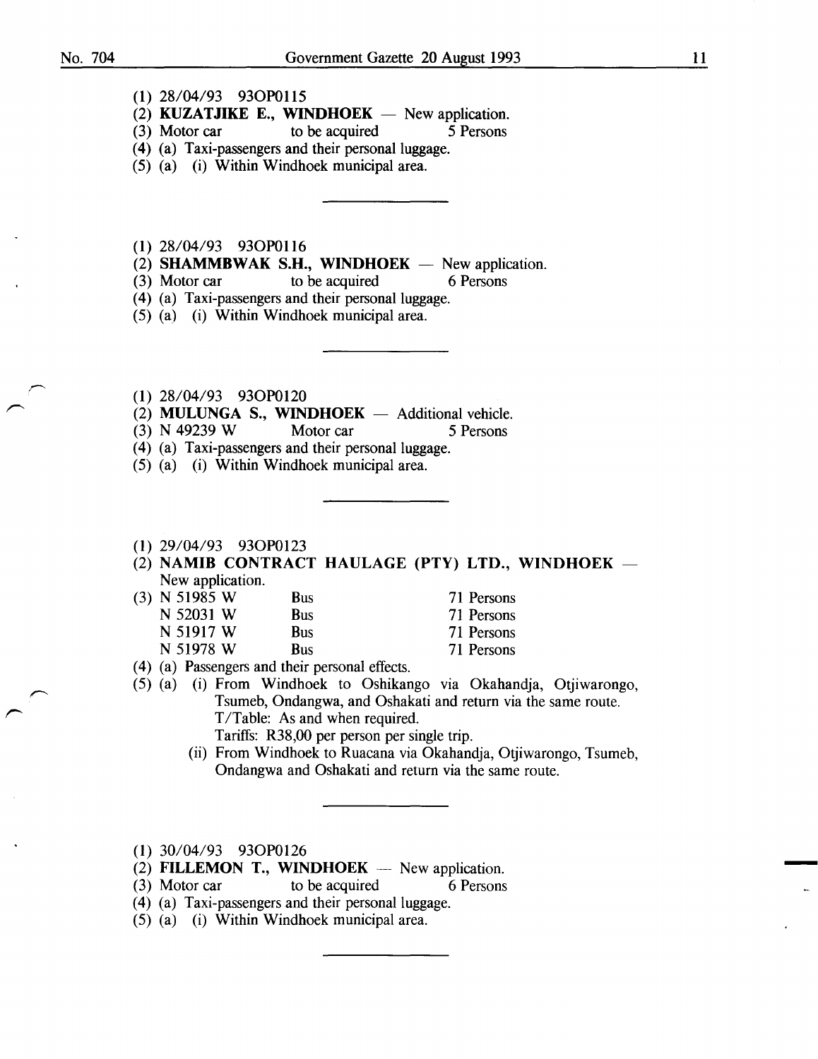(1) 28/04/93 93OP0115

(2) **KUZATJIKE E., WINDHOEK** — New application.

(3) Motor car to be acquired 5 Persons

(4) (a) Taxi-passengers and their personal luggage.

(5) (a) (i) Within Windhoek municipal area.

---

(1) 28/04/93 93OP0116

(2) **SHAMMBWAK S.H., WINDHOEK** — New application.

(3) Motor car to be acquired 6 Persons

(4) (a) Taxi-passengers and their personal luggage.

(5) (a) (i) Within Windhoek municipal area.

---

(1) 28/04/93 93OP0120

(2) **MULUNGA S., WINDHOEK** — Additional vehicle.

(3) N 49239 W Motor car 5 Persons

(4) (a) Taxi-passengers and their personal luggage.

(5) (a) (i) Within Windhoek municipal area.

---

(1) 29/04/93 93OP0123

(2) **NAMIB CONTRACT HAULAGE (PTY) LTD., WINDHOEK** — New application.

(3) N 51985 W Bus 71 Persons
N 52031 W Bus 71 Persons
N 51917 W Bus 71 Persons
N 51978 W Bus 71 Persons

(4) (a) Passengers and their personal effects.

(5) (a) (i) From Windhoek to Oshikango via Okahandja, Otjiwarongo, Tsumeb, Ondangwa, and Oshakati and return via the same route.
T/Table: As and when required.
Tariffs: R38,00 per person per single trip.

(ii) From Windhoek to Ruacana via Okahandja, Otjiwarongo, Tsumeb, Ondangwa and Oshakati and return via the same route.

---

(1) 30/04/93 93OP0126

(2) **FILLEMON T., WINDHOEK** — New application.

(3) Motor car to be acquired 6 Persons

(4) (a) Taxi-passengers and their personal luggage.

(5) (a) (i) Within Windhoek municipal area.

---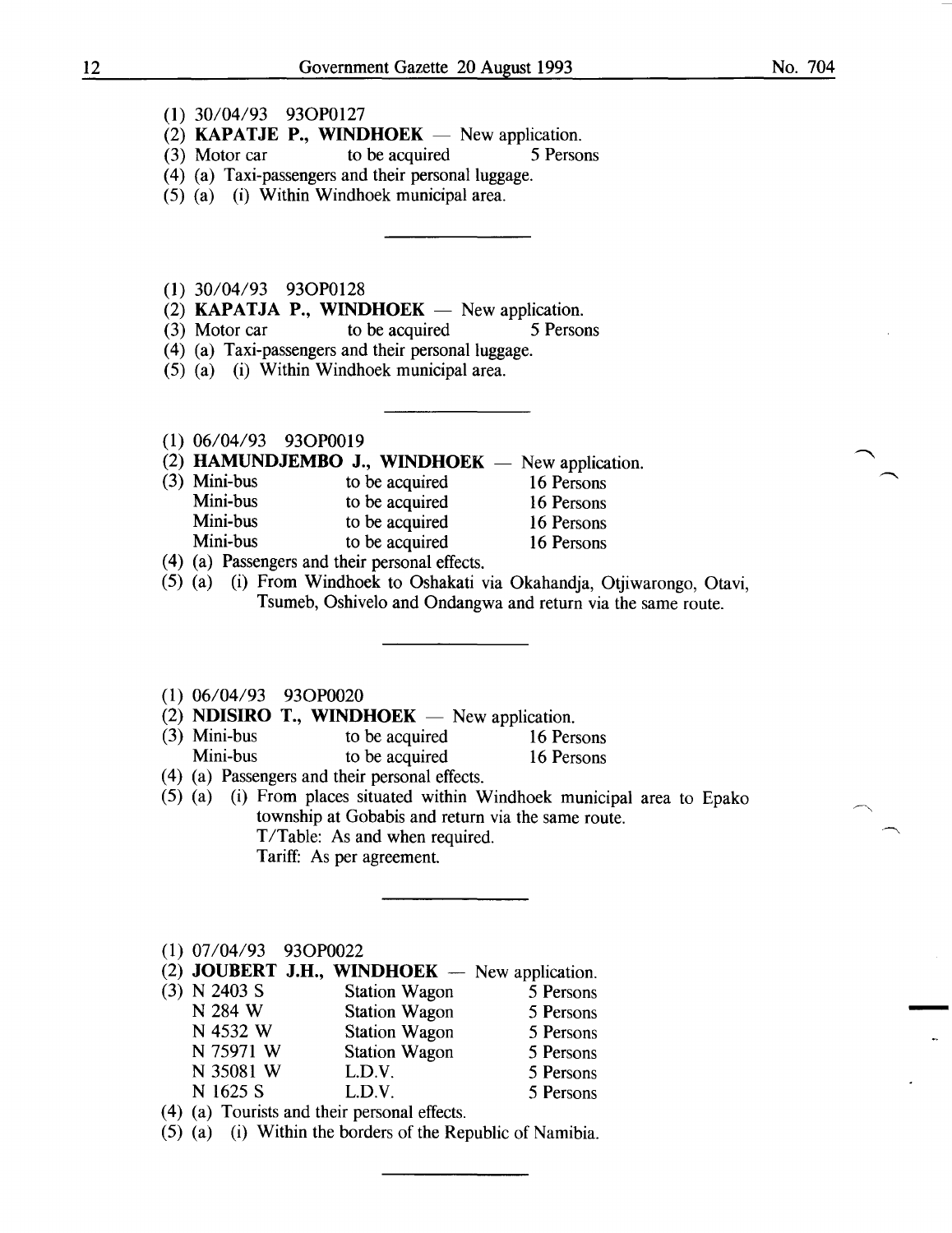(1) 30/04/93 93OP0127

(2) **KAPATJE P., WINDHOEK** — New application.

(3) Motor car to be acquired 5 Persons

(4) (a) Taxi-passengers and their personal luggage.

(5) (a) (i) Within Windhoek municipal area.

---

(1) 30/04/93 93OP0128

(2) **KAPATJA P., WINDHOEK** — New application.

(3) Motor car to be acquired 5 Persons

(4) (a) Taxi-passengers and their personal luggage.

(5) (a) (i) Within Windhoek municipal area.

---

(1) 06/04/93 93OP0019

(2) **HAMUNDJEMBO J., WINDHOEK** — New application.

(3)

| | | |
|---|---|---|
| Mini-bus | to be acquired | 16 Persons |
| Mini-bus | to be acquired | 16 Persons |
| Mini-bus | to be acquired | 16 Persons |
| Mini-bus | to be acquired | 16 Persons |

(4) (a) Passengers and their personal effects.

(5) (a) (i) From Windhoek to Oshakati via Okahandja, Otjiwarongo, Otavi, Tsumeb, Oshivelo and Ondangwa and return via the same route.

---

(1) 06/04/93 93OP0020

(2) **NDISIRO T., WINDHOEK** — New application.

(3)

| | | |
|---|---|---|
| Mini-bus | to be acquired | 16 Persons |
| Mini-bus | to be acquired | 16 Persons |

(4) (a) Passengers and their personal effects.

(5) (a) (i) From places situated within Windhoek municipal area to Epako township at Gobabis and return via the same route.
T/Table: As and when required.
Tariff: As per agreement.

---

(1) 07/04/93 93OP0022

(2) **JOUBERT J.H., WINDHOEK** — New application.

(3)

| | | |
|---|---|---|
| N 2403 S | Station Wagon | 5 Persons |
| N 284 W | Station Wagon | 5 Persons |
| N 4532 W | Station Wagon | 5 Persons |
| N 75971 W | Station Wagon | 5 Persons |
| N 35081 W | L.D.V. | 5 Persons |
| N 1625 S | L.D.V. | 5 Persons |

(4) (a) Tourists and their personal effects.

(5) (a) (i) Within the borders of the Republic of Namibia.

---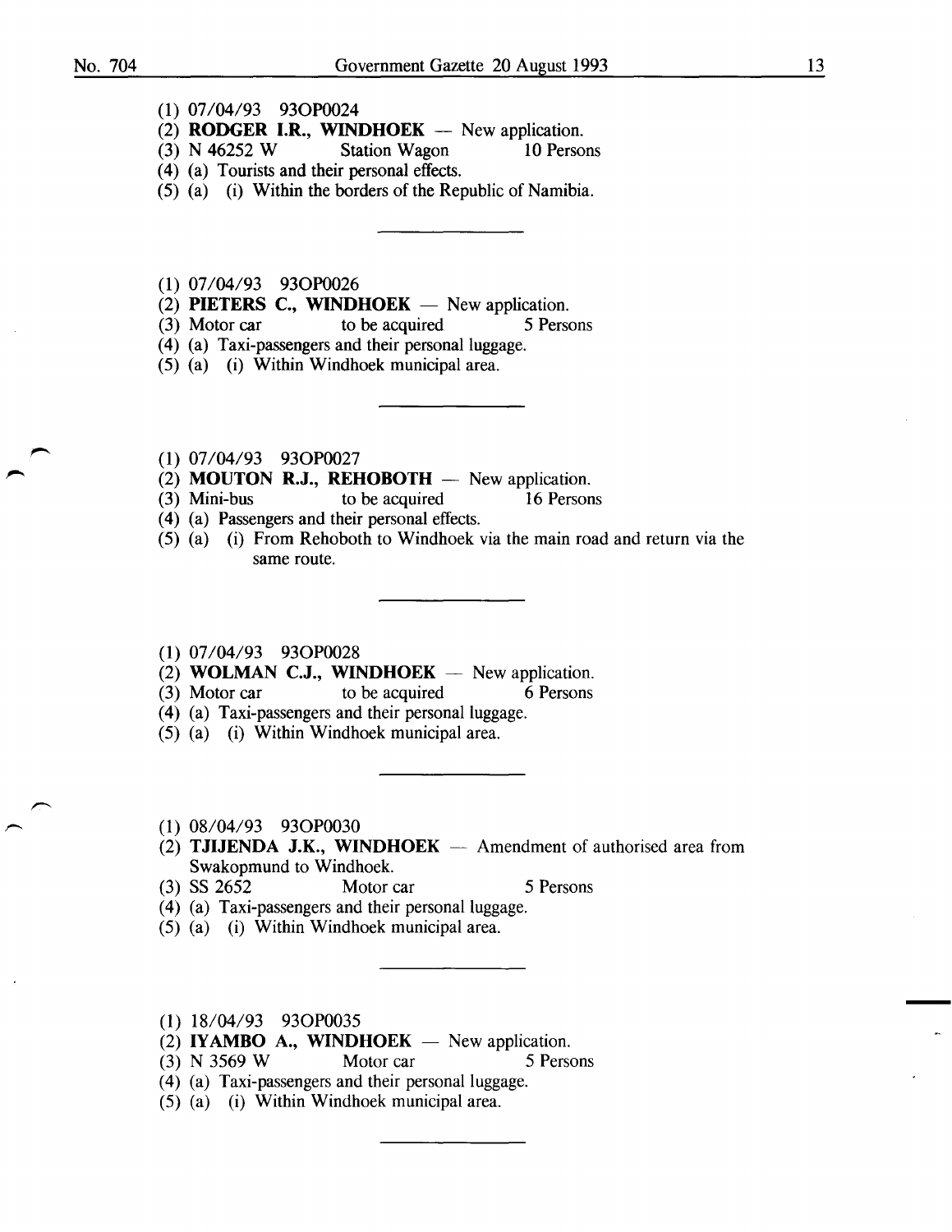(1) 07/04/93 93OP0024

(2) **RODGER I.R., WINDHOEK** — New application.

(3) N 46252 W Station Wagon 10 Persons

(4) (a) Tourists and their personal effects.

(5) (a) (i) Within the borders of the Republic of Namibia.

---

(1) 07/04/93 93OP0026

(2) **PIETERS C., WINDHOEK** — New application.

(3) Motor car to be acquired 5 Persons

(4) (a) Taxi-passengers and their personal luggage.

(5) (a) (i) Within Windhoek municipal area.

---

(1) 07/04/93 93OP0027

(2) **MOUTON R.J., REHOBOTH** — New application.

(3) Mini-bus to be acquired 16 Persons

(4) (a) Passengers and their personal effects.

(5) (a) (i) From Rehoboth to Windhoek via the main road and return via the same route.

---

(1) 07/04/93 93OP0028

(2) **WOLMAN C.J., WINDHOEK** — New application.

(3) Motor car to be acquired 6 Persons

(4) (a) Taxi-passengers and their personal luggage.

(5) (a) (i) Within Windhoek municipal area.

---

(1) 08/04/93 93OP0030

(2) **TJIJENDA J.K., WINDHOEK** — Amendment of authorised area from Swakopmund to Windhoek.

(3) SS 2652 Motor car 5 Persons

(4) (a) Taxi-passengers and their personal luggage.

(5) (a) (i) Within Windhoek municipal area.

---

(1) 18/04/93 93OP0035

(2) **IYAMBO A., WINDHOEK** — New application.

(3) N 3569 W Motor car 5 Persons

(4) (a) Taxi-passengers and their personal luggage.

(5) (a) (i) Within Windhoek municipal area.

---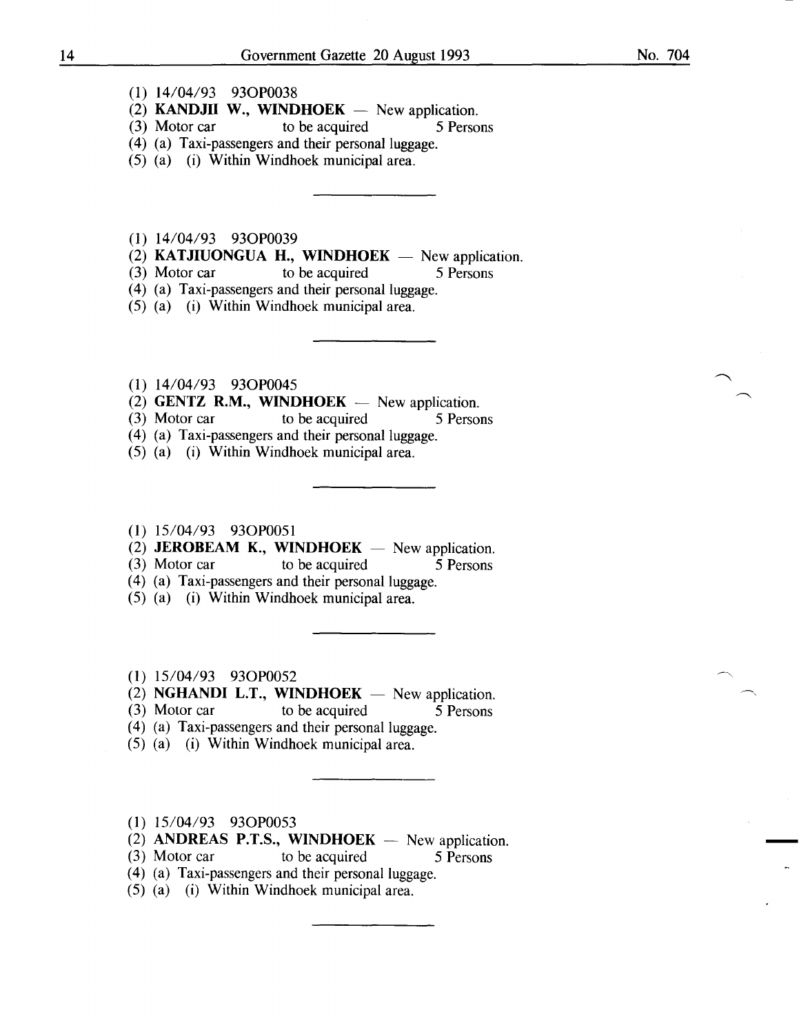(1) 14/04/93 93OP0038

(2) **KANDJII W., WINDHOEK** — New application.

(3) Motor car to be acquired 5 Persons

(4) (a) Taxi-passengers and their personal luggage.

(5) (a) (i) Within Windhoek municipal area.

---

(1) 14/04/93 93OP0039

(2) **KATJIUONGUA H., WINDHOEK** — New application.

(3) Motor car to be acquired 5 Persons

(4) (a) Taxi-passengers and their personal luggage.

(5) (a) (i) Within Windhoek municipal area.

---

(1) 14/04/93 93OP0045

(2) **GENTZ R.M., WINDHOEK** — New application.

(3) Motor car to be acquired 5 Persons

(4) (a) Taxi-passengers and their personal luggage.

(5) (a) (i) Within Windhoek municipal area.

---

(1) 15/04/93 93OP0051

(2) **JEROBEAM K., WINDHOEK** — New application.

(3) Motor car to be acquired 5 Persons

(4) (a) Taxi-passengers and their personal luggage.

(5) (a) (i) Within Windhoek municipal area.

---

(1) 15/04/93 93OP0052

(2) **NGHANDI L.T., WINDHOEK** — New application.

(3) Motor car to be acquired 5 Persons

(4) (a) Taxi-passengers and their personal luggage.

(5) (a) (i) Within Windhoek municipal area.

---

(1) 15/04/93 93OP0053

(2) **ANDREAS P.T.S., WINDHOEK** — New application.

(3) Motor car to be acquired 5 Persons

(4) (a) Taxi-passengers and their personal luggage.

(5) (a) (i) Within Windhoek municipal area.

---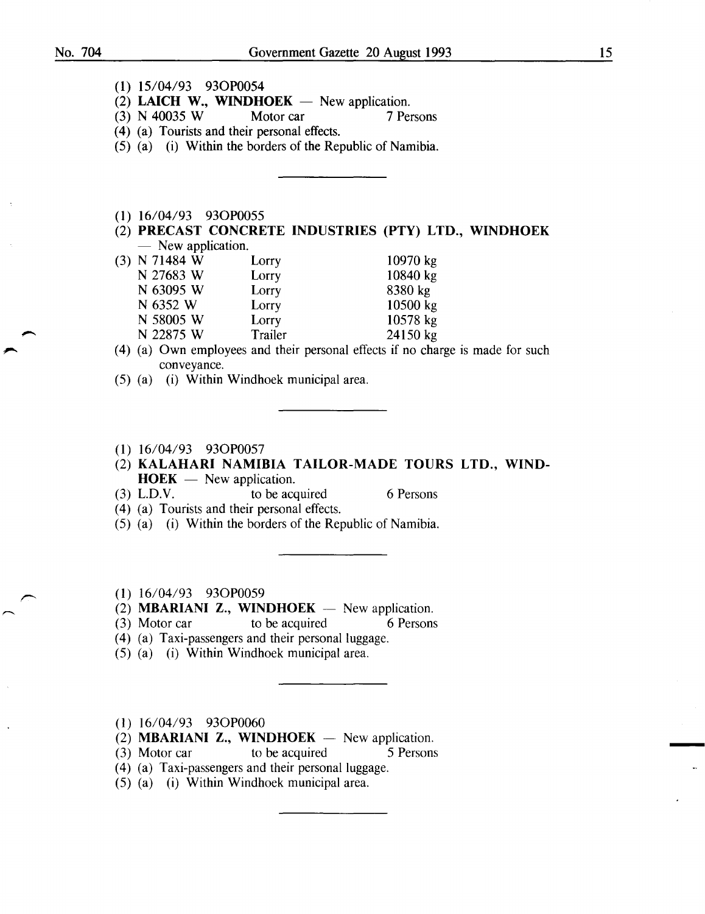(1) 15/04/93 93OP0054

(2) **LAICH W., WINDHOEK** — New application.

(3) N 40035 W    Motor car    7 Persons

(4) (a) Tourists and their personal effects.

(5) (a) (i) Within the borders of the Republic of Namibia.

---

(1) 16/04/93 93OP0055

(2) **PRECAST CONCRETE INDUSTRIES (PTY) LTD., WINDHOEK** — New application.

(3)

| | | |
|---|---|---|
| N 71484 W | Lorry | 10970 kg |
| N 27683 W | Lorry | 10840 kg |
| N 63095 W | Lorry | 8380 kg |
| N 6352 W | Lorry | 10500 kg |
| N 58005 W | Lorry | 10578 kg |
| N 22875 W | Trailer | 24150 kg |

(4) (a) Own employees and their personal effects if no charge is made for such conveyance.

(5) (a) (i) Within Windhoek municipal area.

---

(1) 16/04/93 93OP0057

(2) **KALAHARI NAMIBIA TAILOR-MADE TOURS LTD., WINDHOEK** — New application.

(3) L.D.V.    to be acquired    6 Persons

(4) (a) Tourists and their personal effects.

(5) (a) (i) Within the borders of the Republic of Namibia.

---

(1) 16/04/93 93OP0059

(2) **MBARIANI Z., WINDHOEK** — New application.

(3) Motor car    to be acquired    6 Persons

(4) (a) Taxi-passengers and their personal luggage.

(5) (a) (i) Within Windhoek municipal area.

---

(1) 16/04/93 93OP0060

(2) **MBARIANI Z., WINDHOEK** — New application.

(3) Motor car    to be acquired    5 Persons

(4) (a) Taxi-passengers and their personal luggage.

(5) (a) (i) Within Windhoek municipal area.

---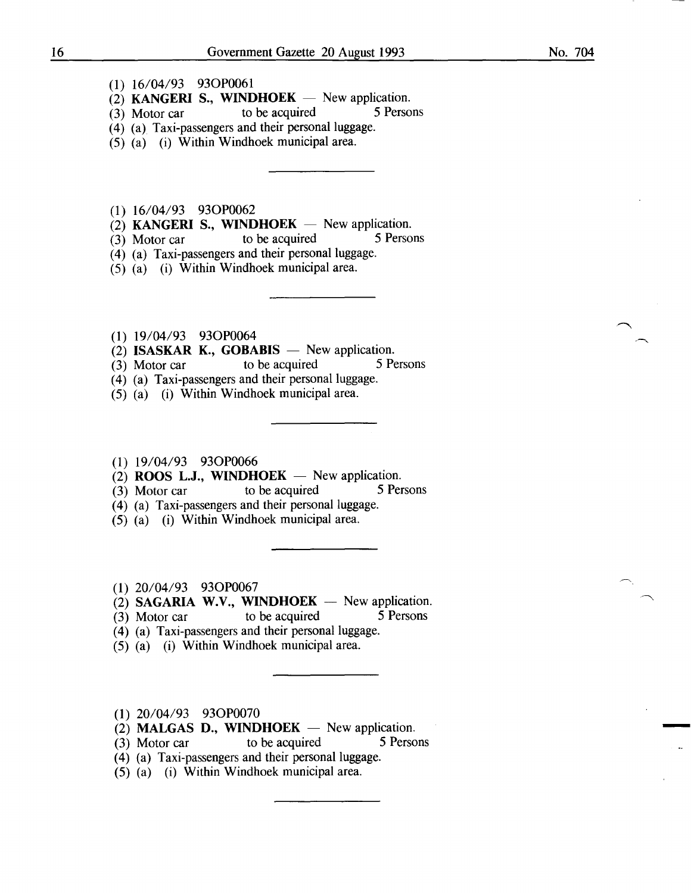(1) 16/04/93 93OP0061
(2) **KANGERI S., WINDHOEK** — New application.
(3) Motor car to be acquired 5 Persons
(4) (a) Taxi-passengers and their personal luggage.
(5) (a) (i) Within Windhoek municipal area.

---

(1) 16/04/93 93OP0062
(2) **KANGERI S., WINDHOEK** — New application.
(3) Motor car to be acquired 5 Persons
(4) (a) Taxi-passengers and their personal luggage.
(5) (a) (i) Within Windhoek municipal area.

---

(1) 19/04/93 93OP0064
(2) **ISASKAR K., GOBABIS** — New application.
(3) Motor car to be acquired 5 Persons
(4) (a) Taxi-passengers and their personal luggage.
(5) (a) (i) Within Windhoek municipal area.

---

(1) 19/04/93 93OP0066
(2) **ROOS L.J., WINDHOEK** — New application.
(3) Motor car to be acquired 5 Persons
(4) (a) Taxi-passengers and their personal luggage.
(5) (a) (i) Within Windhoek municipal area.

---

(1) 20/04/93 93OP0067
(2) **SAGARIA W.V., WINDHOEK** — New application.
(3) Motor car to be acquired 5 Persons
(4) (a) Taxi-passengers and their personal luggage.
(5) (a) (i) Within Windhoek municipal area.

---

(1) 20/04/93 93OP0070
(2) **MALGAS D., WINDHOEK** — New application.
(3) Motor car to be acquired 5 Persons
(4) (a) Taxi-passengers and their personal luggage.
(5) (a) (i) Within Windhoek municipal area.

---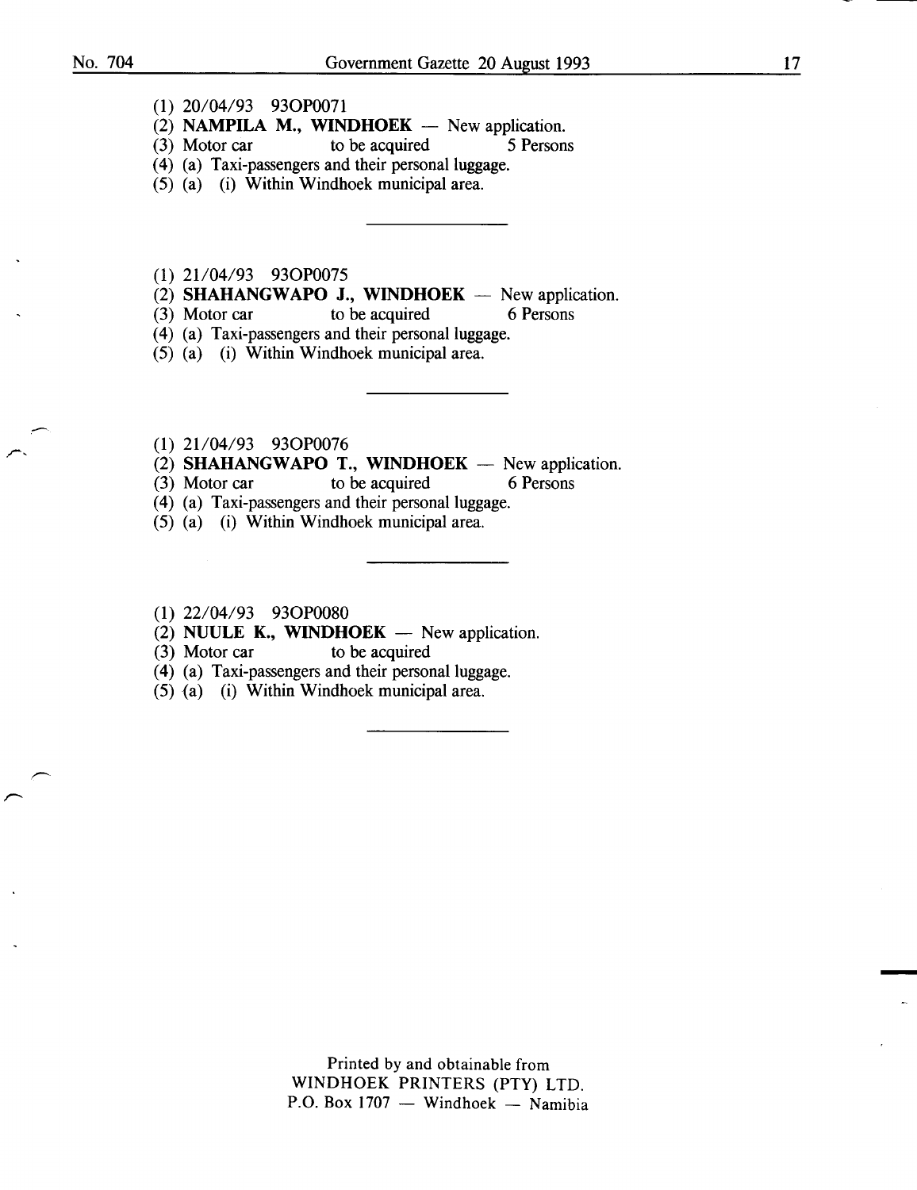(1) 20/04/93 93OP0071
(2) **NAMPILA M., WINDHOEK** — New application.
(3) Motor car to be acquired 5 Persons
(4) (a) Taxi-passengers and their personal luggage.
(5) (a) (i) Within Windhoek municipal area.

---

(1) 21/04/93 93OP0075
(2) **SHAHANGWAPO J., WINDHOEK** — New application.
(3) Motor car to be acquired 6 Persons
(4) (a) Taxi-passengers and their personal luggage.
(5) (a) (i) Within Windhoek municipal area.

---

(1) 21/04/93 93OP0076
(2) **SHAHANGWAPO T., WINDHOEK** — New application.
(3) Motor car to be acquired 6 Persons
(4) (a) Taxi-passengers and their personal luggage.
(5) (a) (i) Within Windhoek municipal area.

---

(1) 22/04/93 93OP0080
(2) **NUULE K., WINDHOEK** — New application.
(3) Motor car to be acquired
(4) (a) Taxi-passengers and their personal luggage.
(5) (a) (i) Within Windhoek municipal area.

---

Printed by and obtainable from
WINDHOEK PRINTERS (PTY) LTD.
P.O. Box 1707 — Windhoek — Namibia